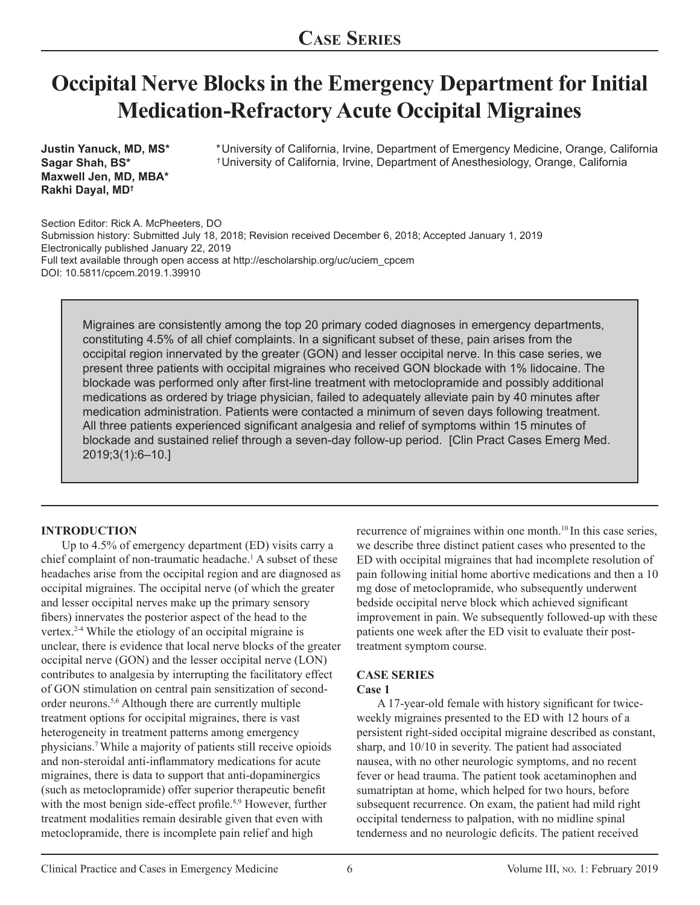# Case Series

# Occipital Nerve Blocks in the Emergency Department for Initial Medication-Refractory Acute Occipital Migraines

**Justin Yanuck, MD, MS***
**Sagar Shah, BS***
**Maxwell Jen, MD, MBA***
**Rakhi Dayal, MD†**

*University of California, Irvine, Department of Emergency Medicine, Orange, California
†University of California, Irvine, Department of Anesthesiology, Orange, California

Section Editor: Rick A. McPheeters, DO
Submission history: Submitted July 18, 2018; Revision received December 6, 2018; Accepted January 1, 2019
Electronically published January 22, 2019
Full text available through open access at http://escholarship.org/uc/uciem_cpcem
DOI: 10.5811/cpcem.2019.1.39910

Migraines are consistently among the top 20 primary coded diagnoses in emergency departments, constituting 4.5% of all chief complaints. In a significant subset of these, pain arises from the occipital region innervated by the greater (GON) and lesser occipital nerve. In this case series, we present three patients with occipital migraines who received GON blockade with 1% lidocaine. The blockade was performed only after first-line treatment with metoclopramide and possibly additional medications as ordered by triage physician, failed to adequately alleviate pain by 40 minutes after medication administration. Patients were contacted a minimum of seven days following treatment. All three patients experienced significant analgesia and relief of symptoms within 15 minutes of blockade and sustained relief through a seven-day follow-up period. [Clin Pract Cases Emerg Med. 2019;3(1):6–10.]

## INTRODUCTION

Up to 4.5% of emergency department (ED) visits carry a chief complaint of non-traumatic headache.[1] A subset of these headaches arise from the occipital region and are diagnosed as occipital migraines. The occipital nerve (of which the greater and lesser occipital nerves make up the primary sensory fibers) innervates the posterior aspect of the head to the vertex.[2-4] While the etiology of an occipital migraine is unclear, there is evidence that local nerve blocks of the greater occipital nerve (GON) and the lesser occipital nerve (LON) contributes to analgesia by interrupting the facilitatory effect of GON stimulation on central pain sensitization of second-order neurons.[5,6] Although there are currently multiple treatment options for occipital migraines, there is vast heterogeneity in treatment patterns among emergency physicians.[7] While a majority of patients still receive opioids and non-steroidal anti-inflammatory medications for acute migraines, there is data to support that anti-dopaminergics (such as metoclopramide) offer superior therapeutic benefit with the most benign side-effect profile.[8,9] However, further treatment modalities remain desirable given that even with metoclopramide, there is incomplete pain relief and high recurrence of migraines within one month.[10] In this case series, we describe three distinct patient cases who presented to the ED with occipital migraines that had incomplete resolution of pain following initial home abortive medications and then a 10 mg dose of metoclopramide, who subsequently underwent bedside occipital nerve block which achieved significant improvement in pain. We subsequently followed-up with these patients one week after the ED visit to evaluate their post-treatment symptom course.

## CASE SERIES

### Case 1

A 17-year-old female with history significant for twice-weekly migraines presented to the ED with 12 hours of a persistent right-sided occipital migraine described as constant, sharp, and 10/10 in severity. The patient had associated nausea, with no other neurologic symptoms, and no recent fever or head trauma. The patient took acetaminophen and sumatriptan at home, which helped for two hours, before subsequent recurrence. On exam, the patient had mild right occipital tenderness to palpation, with no midline spinal tenderness and no neurologic deficits. The patient received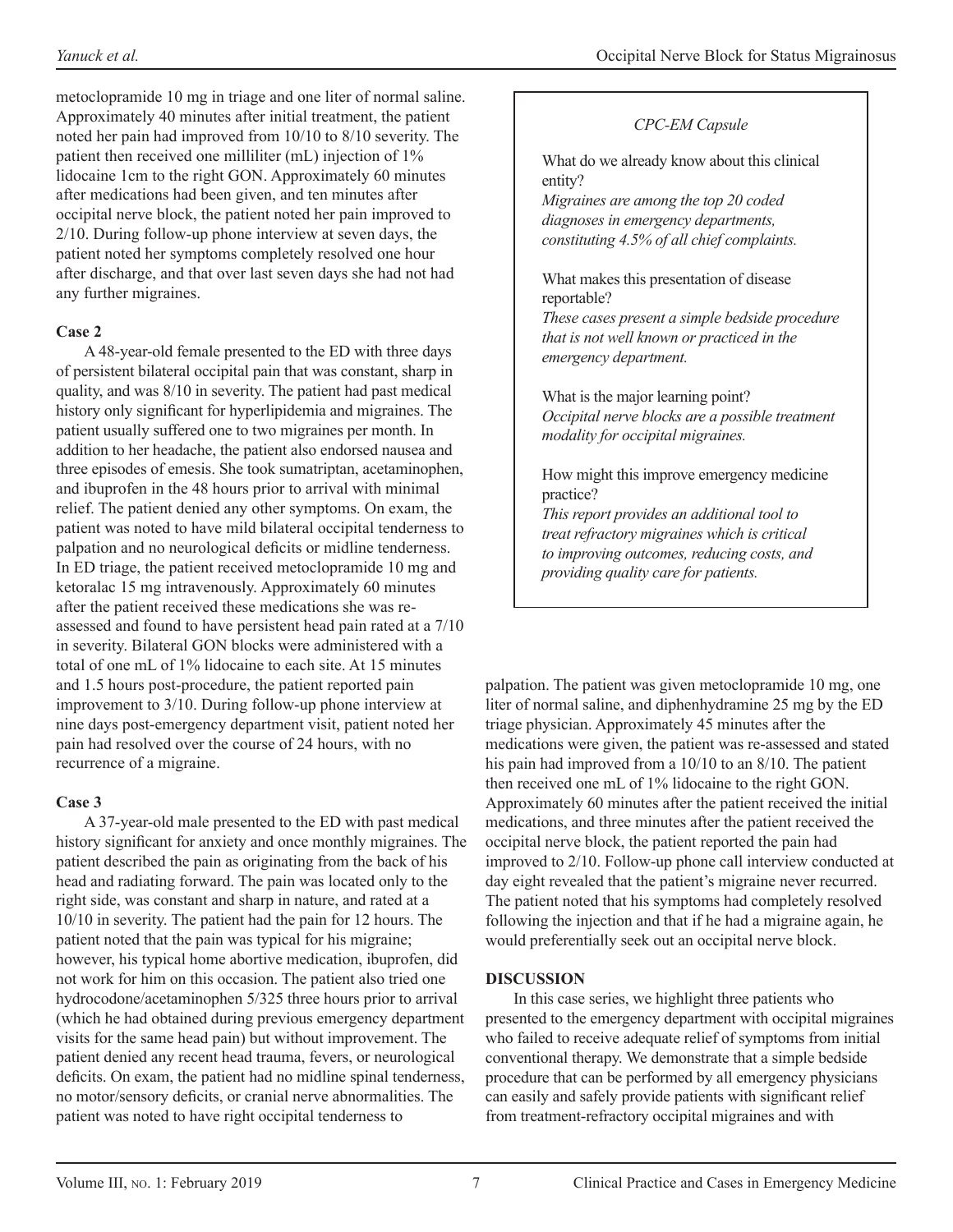metoclopramide 10 mg in triage and one liter of normal saline. Approximately 40 minutes after initial treatment, the patient noted her pain had improved from 10/10 to 8/10 severity. The patient then received one milliliter (mL) injection of 1% lidocaine 1cm to the right GON. Approximately 60 minutes after medications had been given, and ten minutes after occipital nerve block, the patient noted her pain improved to 2/10. During follow-up phone interview at seven days, the patient noted her symptoms completely resolved one hour after discharge, and that over last seven days she had not had any further migraines.

**Case 2**

A 48-year-old female presented to the ED with three days of persistent bilateral occipital pain that was constant, sharp in quality, and was 8/10 in severity. The patient had past medical history only significant for hyperlipidemia and migraines. The patient usually suffered one to two migraines per month. In addition to her headache, the patient also endorsed nausea and three episodes of emesis. She took sumatriptan, acetaminophen, and ibuprofen in the 48 hours prior to arrival with minimal relief. The patient denied any other symptoms. On exam, the patient was noted to have mild bilateral occipital tenderness to palpation and no neurological deficits or midline tenderness. In ED triage, the patient received metoclopramide 10 mg and ketoralac 15 mg intravenously. Approximately 60 minutes after the patient received these medications she was re-assessed and found to have persistent head pain rated at a 7/10 in severity. Bilateral GON blocks were administered with a total of one mL of 1% lidocaine to each site. At 15 minutes and 1.5 hours post-procedure, the patient reported pain improvement to 3/10. During follow-up phone interview at nine days post-emergency department visit, patient noted her pain had resolved over the course of 24 hours, with no recurrence of a migraine.

**Case 3**

A 37-year-old male presented to the ED with past medical history significant for anxiety and once monthly migraines. The patient described the pain as originating from the back of his head and radiating forward. The pain was located only to the right side, was constant and sharp in nature, and rated at a 10/10 in severity. The patient had the pain for 12 hours. The patient noted that the pain was typical for his migraine; however, his typical home abortive medication, ibuprofen, did not work for him on this occasion. The patient also tried one hydrocodone/acetaminophen 5/325 three hours prior to arrival (which he had obtained during previous emergency department visits for the same head pain) but without improvement. The patient denied any recent head trauma, fevers, or neurological deficits. On exam, the patient had no midline spinal tenderness, no motor/sensory deficits, or cranial nerve abnormalities. The patient was noted to have right occipital tenderness to palpation. The patient was given metoclopramide 10 mg, one liter of normal saline, and diphenhydramine 25 mg by the ED triage physician. Approximately 45 minutes after the medications were given, the patient was re-assessed and stated his pain had improved from a 10/10 to an 8/10. The patient then received one mL of 1% lidocaine to the right GON. Approximately 60 minutes after the patient received the initial medications, and three minutes after the patient received the occipital nerve block, the patient reported the pain had improved to 2/10. Follow-up phone call interview conducted at day eight revealed that the patient's migraine never recurred. The patient noted that his symptoms had completely resolved following the injection and that if he had a migraine again, he would preferentially seek out an occipital nerve block.

> *CPC-EM Capsule*
>
> What do we already know about this clinical entity?
> *Migraines are among the top 20 coded diagnoses in emergency departments, constituting 4.5% of all chief complaints.*
>
> What makes this presentation of disease reportable?
> *These cases present a simple bedside procedure that is not well known or practiced in the emergency department.*
>
> What is the major learning point?
> *Occipital nerve blocks are a possible treatment modality for occipital migraines.*
>
> How might this improve emergency medicine practice?
> *This report provides an additional tool to treat refractory migraines which is critical to improving outcomes, reducing costs, and providing quality care for patients.*

## DISCUSSION

In this case series, we highlight three patients who presented to the emergency department with occipital migraines who failed to receive adequate relief of symptoms from initial conventional therapy. We demonstrate that a simple bedside procedure that can be performed by all emergency physicians can easily and safely provide patients with significant relief from treatment-refractory occipital migraines and with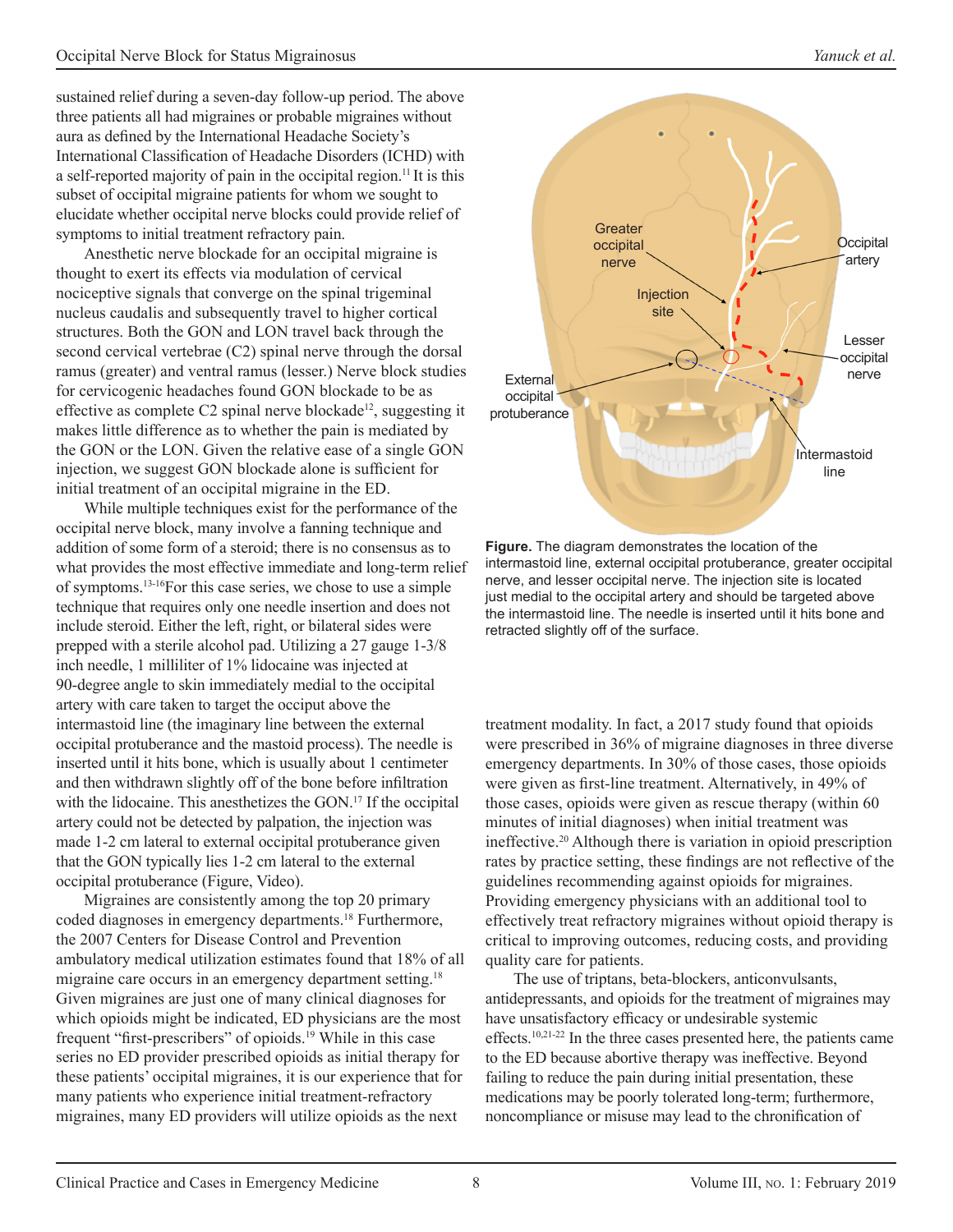sustained relief during a seven-day follow-up period. The above three patients all had migraines or probable migraines without aura as defined by the International Headache Society's International Classification of Headache Disorders (ICHD) with a self-reported majority of pain in the occipital region.[11] It is this subset of occipital migraine patients for whom we sought to elucidate whether occipital nerve blocks could provide relief of symptoms to initial treatment refractory pain.

Anesthetic nerve blockade for an occipital migraine is thought to exert its effects via modulation of cervical nociceptive signals that converge on the spinal trigeminal nucleus caudalis and subsequently travel to higher cortical structures. Both the GON and LON travel back through the second cervical vertebrae (C2) spinal nerve through the dorsal ramus (greater) and ventral ramus (lesser.) Nerve block studies for cervicogenic headaches found GON blockade to be as effective as complete C2 spinal nerve blockade[12], suggesting it makes little difference as to whether the pain is mediated by the GON or the LON. Given the relative ease of a single GON injection, we suggest GON blockade alone is sufficient for initial treatment of an occipital migraine in the ED.

While multiple techniques exist for the performance of the occipital nerve block, many involve a fanning technique and addition of some form of a steroid; there is no consensus as to what provides the most effective immediate and long-term relief of symptoms.[13-16] For this case series, we chose to use a simple technique that requires only one needle insertion and does not include steroid. Either the left, right, or bilateral sides were prepped with a sterile alcohol pad. Utilizing a 27 gauge 1-3/8 inch needle, 1 milliliter of 1% lidocaine was injected at 90-degree angle to skin immediately medial to the occipital artery with care taken to target the occiput above the intermastoid line (the imaginary line between the external occipital protuberance and the mastoid process). The needle is inserted until it hits bone, which is usually about 1 centimeter and then withdrawn slightly off of the bone before infiltration with the lidocaine. This anesthetizes the GON.[17] If the occipital artery could not be detected by palpation, the injection was made 1-2 cm lateral to external occipital protuberance given that the GON typically lies 1-2 cm lateral to the external occipital protuberance (Figure, Video).

**Figure.** The diagram demonstrates the location of the intermastoid line, external occipital protuberance, greater occipital nerve, and lesser occipital nerve. The injection site is located just medial to the occipital artery and should be targeted above the intermastoid line. The needle is inserted until it hits bone and retracted slightly off of the surface.

Migraines are consistently among the top 20 primary coded diagnoses in emergency departments.[18] Furthermore, the 2007 Centers for Disease Control and Prevention ambulatory medical utilization estimates found that 18% of all migraine care occurs in an emergency department setting.[18] Given migraines are just one of many clinical diagnoses for which opioids might be indicated, ED physicians are the most frequent "first-prescribers" of opioids.[19] While in this case series no ED provider prescribed opioids as initial therapy for these patients' occipital migraines, it is our experience that for many patients who experience initial treatment-refractory migraines, many ED providers will utilize opioids as the next treatment modality. In fact, a 2017 study found that opioids were prescribed in 36% of migraine diagnoses in three diverse emergency departments. In 30% of those cases, those opioids were given as first-line treatment. Alternatively, in 49% of those cases, opioids were given as rescue therapy (within 60 minutes of initial diagnoses) when initial treatment was ineffective.[20] Although there is variation in opioid prescription rates by practice setting, these findings are not reflective of the guidelines recommending against opioids for migraines. Providing emergency physicians with an additional tool to effectively treat refractory migraines without opioid therapy is critical to improving outcomes, reducing costs, and providing quality care for patients.

The use of triptans, beta-blockers, anticonvulsants, antidepressants, and opioids for the treatment of migraines may have unsatisfactory efficacy or undesirable systemic effects.[10,21-22] In the three cases presented here, the patients came to the ED because abortive therapy was ineffective. Beyond failing to reduce the pain during initial presentation, these medications may be poorly tolerated long-term; furthermore, noncompliance or misuse may lead to the chronification of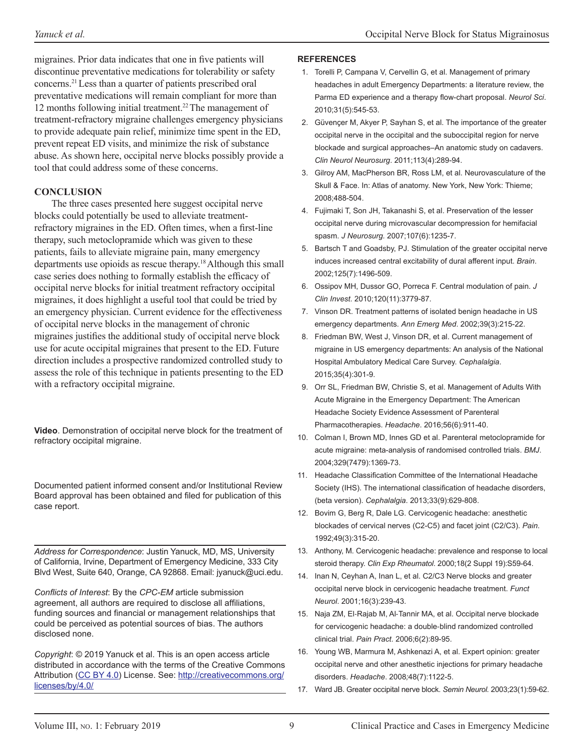migraines. Prior data indicates that one in five patients will discontinue preventative medications for tolerability or safety concerns.[21] Less than a quarter of patients prescribed oral preventative medications will remain compliant for more than 12 months following initial treatment.[22] The management of treatment-refractory migraine challenges emergency physicians to provide adequate pain relief, minimize time spent in the ED, prevent repeat ED visits, and minimize the risk of substance abuse. As shown here, occipital nerve blocks possibly provide a tool that could address some of these concerns.

## CONCLUSION

The three cases presented here suggest occipital nerve blocks could potentially be used to alleviate treatment-refractory migraines in the ED. Often times, when a first-line therapy, such metoclopramide which was given to these patients, fails to alleviate migraine pain, many emergency departments use opioids as rescue therapy.[18] Although this small case series does nothing to formally establish the efficacy of occipital nerve blocks for initial treatment refractory occipital migraines, it does highlight a useful tool that could be tried by an emergency physician. Current evidence for the effectiveness of occipital nerve blocks in the management of chronic migraines justifies the additional study of occipital nerve block use for acute occipital migraines that present to the ED. Future direction includes a prospective randomized controlled study to assess the role of this technique in patients presenting to the ED with a refractory occipital migraine.

**Video**. Demonstration of occipital nerve block for the treatment of refractory occipital migraine.

Documented patient informed consent and/or Institutional Review Board approval has been obtained and filed for publication of this case report.

*Address for Correspondence*: Justin Yanuck, MD, MS, University of California, Irvine, Department of Emergency Medicine, 333 City Blvd West, Suite 640, Orange, CA 92868. Email: jyanuck@uci.edu.

*Conflicts of Interest*: By the *CPC-EM* article submission agreement, all authors are required to disclose all affiliations, funding sources and financial or management relationships that could be perceived as potential sources of bias. The authors disclosed none.

*Copyright*: © 2019 Yanuck et al. This is an open access article distributed in accordance with the terms of the Creative Commons Attribution (CC BY 4.0) License. See: http://creativecommons.org/licenses/by/4.0/

## REFERENCES

1. Torelli P, Campana V, Cervellin G, et al. Management of primary headaches in adult Emergency Departments: a literature review, the Parma ED experience and a therapy flow-chart proposal. *Neurol Sci*. 2010;31(5):545-53.
2. Güvençer M, Akyer P, Sayhan S, et al. The importance of the greater occipital nerve in the occipital and the suboccipital region for nerve blockade and surgical approaches–An anatomic study on cadavers. *Clin Neurol Neurosurg*. 2011;113(4):289-94.
3. Gilroy AM, MacPherson BR, Ross LM, et al. Neurovasculature of the Skull & Face. In: Atlas of anatomy. New York, New York: Thieme; 2008;488-504.
4. Fujimaki T, Son JH, Takanashi S, et al. Preservation of the lesser occipital nerve during microvascular decompression for hemifacial spasm. *J Neurosurg.* 2007;107(6):1235-7.
5. Bartsch T and Goadsby, PJ. Stimulation of the greater occipital nerve induces increased central excitability of dural afferent input. *Brain*. 2002;125(7):1496-509.
6. Ossipov MH, Dussor GO, Porreca F. Central modulation of pain. *J Clin Invest*. 2010;120(11):3779-87.
7. Vinson DR. Treatment patterns of isolated benign headache in US emergency departments. *Ann Emerg Med*. 2002;39(3):215-22.
8. Friedman BW, West J, Vinson DR, et al. Current management of migraine in US emergency departments: An analysis of the National Hospital Ambulatory Medical Care Survey. *Cephalalgia*. 2015;35(4):301-9.
9. Orr SL, Friedman BW, Christie S, et al. Management of Adults With Acute Migraine in the Emergency Department: The American Headache Society Evidence Assessment of Parenteral Pharmacotherapies. *Headache*. 2016;56(6):911-40.
10. Colman I, Brown MD, Innes GD et al. Parenteral metoclopramide for acute migraine: meta-analysis of randomised controlled trials. *BMJ*. 2004;329(7479):1369-73.
11. Headache Classification Committee of the International Headache Society (IHS). The international classification of headache disorders, (beta version). *Cephalalgia*. 2013;33(9):629-808.
12. Bovim G, Berg R, Dale LG. Cervicogenic headache: anesthetic blockades of cervical nerves (C2-C5) and facet joint (C2/C3). *Pain*. 1992;49(3):315-20.
13. Anthony, M. Cervicogenic headache: prevalence and response to local steroid therapy. *Clin Exp Rheumatol*. 2000;18(2 Suppl 19):S59-64.
14. Inan N, Ceyhan A, Inan L, et al. C2/C3 Nerve blocks and greater occipital nerve block in cervicogenic headache treatment. *Funct Neurol*. 2001;16(3):239-43.
15. Naja ZM, El-Rajab M, Al-Tannir MA, et al. Occipital nerve blockade for cervicogenic headache: a double-blind randomized controlled clinical trial. *Pain Pract*. 2006;6(2):89-95.
16. Young WB, Marmura M, Ashkenazi A, et al. Expert opinion: greater occipital nerve and other anesthetic injections for primary headache disorders. *Headache*. 2008;48(7):1122-5.
17. Ward JB. Greater occipital nerve block. *Semin Neurol.* 2003;23(1):59-62.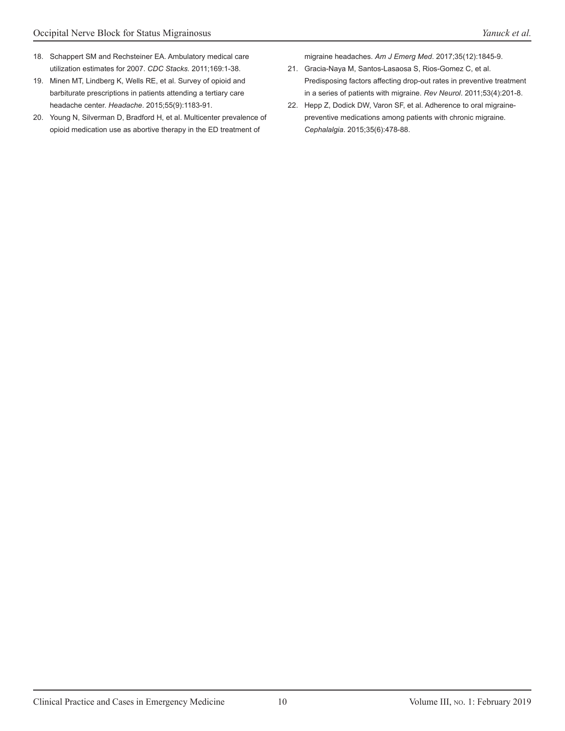18. Schappert SM and Rechsteiner EA. Ambulatory medical care utilization estimates for 2007. *CDC Stacks.* 2011;169:1-38.
19. Minen MT, Lindberg K, Wells RE, et al. Survey of opioid and barbiturate prescriptions in patients attending a tertiary care headache center. *Headache*. 2015;55(9):1183-91.
20. Young N, Silverman D, Bradford H, et al. Multicenter prevalence of opioid medication use as abortive therapy in the ED treatment of migraine headaches. *Am J Emerg Med*. 2017;35(12):1845-9.
21. Gracia-Naya M, Santos-Lasaosa S, Rios-Gomez C, et al. Predisposing factors affecting drop-out rates in preventive treatment in a series of patients with migraine. *Rev Neurol*. 2011;53(4):201-8.
22. Hepp Z, Dodick DW, Varon SF, et al. Adherence to oral migraine-preventive medications among patients with chronic migraine. *Cephalalgia*. 2015;35(6):478-88.